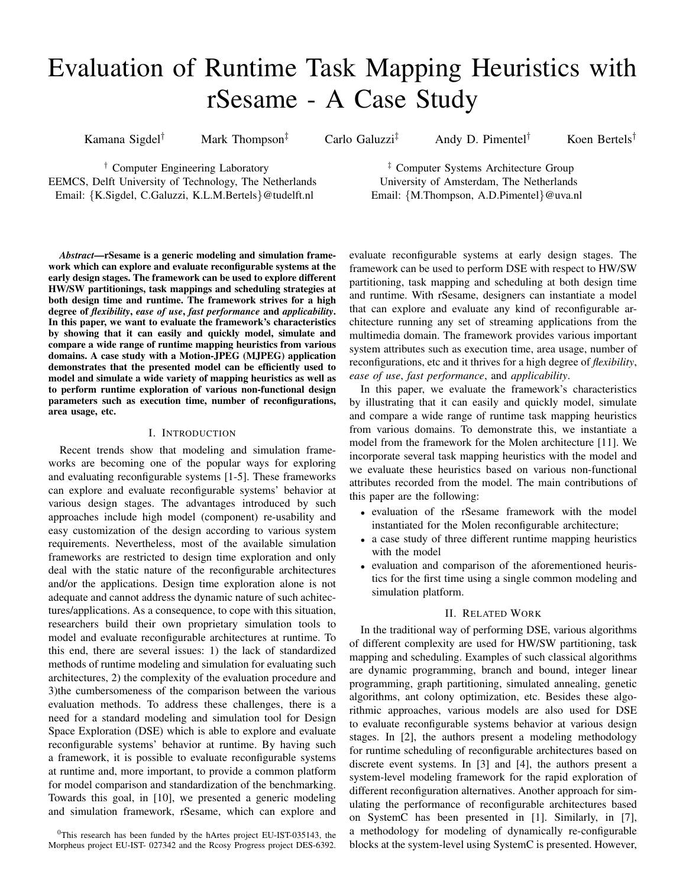# Evaluation of Runtime Task Mapping Heuristics with rSesame - A Case Study

Kamana Sigdel[†] Mark Thompson[‡] Carlo Galuzzi[‡] Andy D. Pimentel[†] Koen Bertels[†]

[†] Computer Engineering Laboratory
EEMCS, Delft University of Technology, The Netherlands
Email: {K.Sigdel, C.Galuzzi, K.L.M.Bertels}@tudelft.nl

[‡] Computer Systems Architecture Group
University of Amsterdam, The Netherlands
Email: {M.Thompson, A.D.Pimentel}@uva.nl

***Abstract*—rSesame is a generic modeling and simulation framework which can explore and evaluate reconfigurable systems at the early design stages. The framework can be used to explore different HW/SW partitionings, task mappings and scheduling strategies at both design time and runtime. The framework strives for a high degree of *flexibility*, *ease of use*, *fast performance* and *applicability*. In this paper, we want to evaluate the framework's characteristics by showing that it can easily and quickly model, simulate and compare a wide range of runtime mapping heuristics from various domains. A case study with a Motion-JPEG (MJPEG) application demonstrates that the presented model can be efficiently used to model and simulate a wide variety of mapping heuristics as well as to perform runtime exploration of various non-functional design parameters such as execution time, number of reconfigurations, area usage, etc.**

## I. Introduction

Recent trends show that modeling and simulation frameworks are becoming one of the popular ways for exploring and evaluating reconfigurable systems [1-5]. These frameworks can explore and evaluate reconfigurable systems' behavior at various design stages. The advantages introduced by such approaches include high model (component) re-usability and easy customization of the design according to various system requirements. Nevertheless, most of the available simulation frameworks are restricted to design time exploration and only deal with the static nature of the reconfigurable architectures and/or the applications. Design time exploration alone is not adequate and cannot address the dynamic nature of such achitectures/applications. As a consequence, to cope with this situation, researchers build their own proprietary simulation tools to model and evaluate reconfigurable architectures at runtime. To this end, there are several issues: 1) the lack of standardized methods of runtime modeling and simulation for evaluating such architectures, 2) the complexity of the evaluation procedure and 3)the cumbersomeness of the comparison between the various evaluation methods. To address these challenges, there is a need for a standard modeling and simulation tool for Design Space Exploration (DSE) which is able to explore and evaluate reconfigurable systems' behavior at runtime. By having such a framework, it is possible to evaluate reconfigurable systems at runtime and, more important, to provide a common platform for model comparison and standardization of the benchmarking. Towards this goal, in [10], we presented a generic modeling and simulation framework, rSesame, which can explore and evaluate reconfigurable systems at early design stages. The framework can be used to perform DSE with respect to HW/SW partitioning, task mapping and scheduling at both design time and runtime. With rSesame, designers can instantiate a model that can explore and evaluate any kind of reconfigurable architecture running any set of streaming applications from the multimedia domain. The framework provides various important system attributes such as execution time, area usage, number of reconfigurations, etc and it thrives for a high degree of *flexibility*, *ease of use*, *fast performance*, and *applicability*.

In this paper, we evaluate the framework's characteristics by illustrating that it can easily and quickly model, simulate and compare a wide range of runtime task mapping heuristics from various domains. To demonstrate this, we instantiate a model from the framework for the Molen architecture [11]. We incorporate several task mapping heuristics with the model and we evaluate these heuristics based on various non-functional attributes recorded from the model. The main contributions of this paper are the following:

- evaluation of the rSesame framework with the model instantiated for the Molen reconfigurable architecture;
- a case study of three different runtime mapping heuristics with the model
- evaluation and comparison of the aforementioned heuristics for the first time using a single common modeling and simulation platform.

## II. Related Work

In the traditional way of performing DSE, various algorithms of different complexity are used for HW/SW partitioning, task mapping and scheduling. Examples of such classical algorithms are dynamic programming, branch and bound, integer linear programming, graph partitioning, simulated annealing, genetic algorithms, ant colony optimization, etc. Besides these algorithmic approaches, various models are also used for DSE to evaluate reconfigurable systems behavior at various design stages. In [2], the authors present a modeling methodology for runtime scheduling of reconfigurable architectures based on discrete event systems. In [3] and [4], the authors present a system-level modeling framework for the rapid exploration of different reconfiguration alternatives. Another approach for simulating the performance of reconfigurable architectures based on SystemC has been presented in [1]. Similarly, in [7], a methodology for modeling of dynamically re-configurable blocks at the system-level using SystemC is presented. However,

[0]This research has been funded by the hArtes project EU-IST-035143, the Morpheus project EU-IST- 027342 and the Rcosy Progress project DES-6392.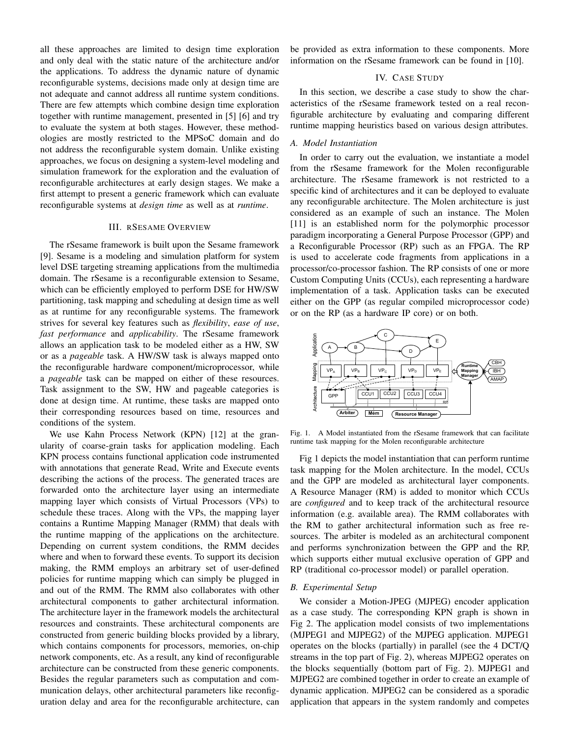all these approaches are limited to design time exploration and only deal with the static nature of the architecture and/or the applications. To address the dynamic nature of dynamic reconfigurable systems, decisions made only at design time are not adequate and cannot address all runtime system conditions. There are few attempts which combine design time exploration together with runtime management, presented in [5] [6] and try to evaluate the system at both stages. However, these methodologies are mostly restricted to the MPSoC domain and do not address the reconfigurable system domain. Unlike existing approaches, we focus on designing a system-level modeling and simulation framework for the exploration and the evaluation of reconfigurable architectures at early design stages. We make a first attempt to present a generic framework which can evaluate reconfigurable systems at *design time* as well as at *runtime*.

## III. rSesame Overview

The rSesame framework is built upon the Sesame framework [9]. Sesame is a modeling and simulation platform for system level DSE targeting streaming applications from the multimedia domain. The rSesame is a reconfigurable extension to Sesame, which can be efficiently employed to perform DSE for HW/SW partitioning, task mapping and scheduling at design time as well as at runtime for any reconfigurable systems. The framework strives for several key features such as *flexibility*, *ease of use*, *fast performance* and *applicability*. The rSesame framework allows an application task to be modeled either as a HW, SW or as a *pageable* task. A HW/SW task is always mapped onto the reconfigurable hardware component/microprocessor, while a *pageable* task can be mapped on either of these resources. Task assignment to the SW, HW and pageable categories is done at design time. At runtime, these tasks are mapped onto their corresponding resources based on time, resources and conditions of the system.

We use Kahn Process Network (KPN) [12] at the granularity of coarse-grain tasks for application modeling. Each KPN process contains functional application code instrumented with annotations that generate Read, Write and Execute events describing the actions of the process. The generated traces are forwarded onto the architecture layer using an intermediate mapping layer which consists of Virtual Processors (VPs) to schedule these traces. Along with the VPs, the mapping layer contains a Runtime Mapping Manager (RMM) that deals with the runtime mapping of the applications on the architecture. Depending on current system conditions, the RMM decides where and when to forward these events. To support its decision making, the RMM employs an arbitrary set of user-defined policies for runtime mapping which can simply be plugged in and out of the RMM. The RMM also collaborates with other architectural components to gather architectural information. The architecture layer in the framework models the architectural resources and constraints. These architectural components are constructed from generic building blocks provided by a library, which contains components for processors, memories, on-chip network components, etc. As a result, any kind of reconfigurable architecture can be constructed from these generic components. Besides the regular parameters such as computation and communication delays, other architectural parameters like reconfiguration delay and area for the reconfigurable architecture, can be provided as extra information to these components. More information on the rSesame framework can be found in [10].

## IV. Case Study

In this section, we describe a case study to show the characteristics of the rSesame framework tested on a real reconfigurable architecture by evaluating and comparing different runtime mapping heuristics based on various design attributes.

### A. Model Instantiation

In order to carry out the evaluation, we instantiate a model from the rSesame framework for the Molen reconfigurable architecture. The rSesame framework is not restricted to a specific kind of architectures and it can be deployed to evaluate any reconfigurable architecture. The Molen architecture is just considered as an example of such an instance. The Molen [11] is an established norm for the polymorphic processor paradigm incorporating a General Purpose Processor (GPP) and a Reconfigurable Processor (RP) such as an FPGA. The RP is used to accelerate code fragments from applications in a processor/co-processor fashion. The RP consists of one or more Custom Computing Units (CCUs), each representing a hardware implementation of a task. Application tasks can be executed either on the GPP (as regular compiled microprocessor code) or on the RP (as a hardware IP core) or on both.

Fig. 1. A Model instantiated from the rSesame framework that can facilitate runtime task mapping for the Molen reconfigurable architecture

Fig 1 depicts the model instantiation that can perform runtime task mapping for the Molen architecture. In the model, CCUs and the GPP are modeled as architectural layer components. A Resource Manager (RM) is added to monitor which CCUs are *configured* and to keep track of the architectural resource information (e.g. available area). The RMM collaborates with the RM to gather architectural information such as free resources. The arbiter is modeled as an architectural component and performs synchronization between the GPP and the RP, which supports either mutual exclusive operation of GPP and RP (traditional co-processor model) or parallel operation.

### B. Experimental Setup

We consider a Motion-JPEG (MJPEG) encoder application as a case study. The corresponding KPN graph is shown in Fig 2. The application model consists of two implementations (MJPEG1 and MJPEG2) of the MJPEG application. MJPEG1 operates on the blocks (partially) in parallel (see the 4 DCT/Q streams in the top part of Fig. 2), whereas MJPEG2 operates on the blocks sequentially (bottom part of Fig. 2). MJPEG1 and MJPEG2 are combined together in order to create an example of dynamic application. MJPEG2 can be considered as a sporadic application that appears in the system randomly and competes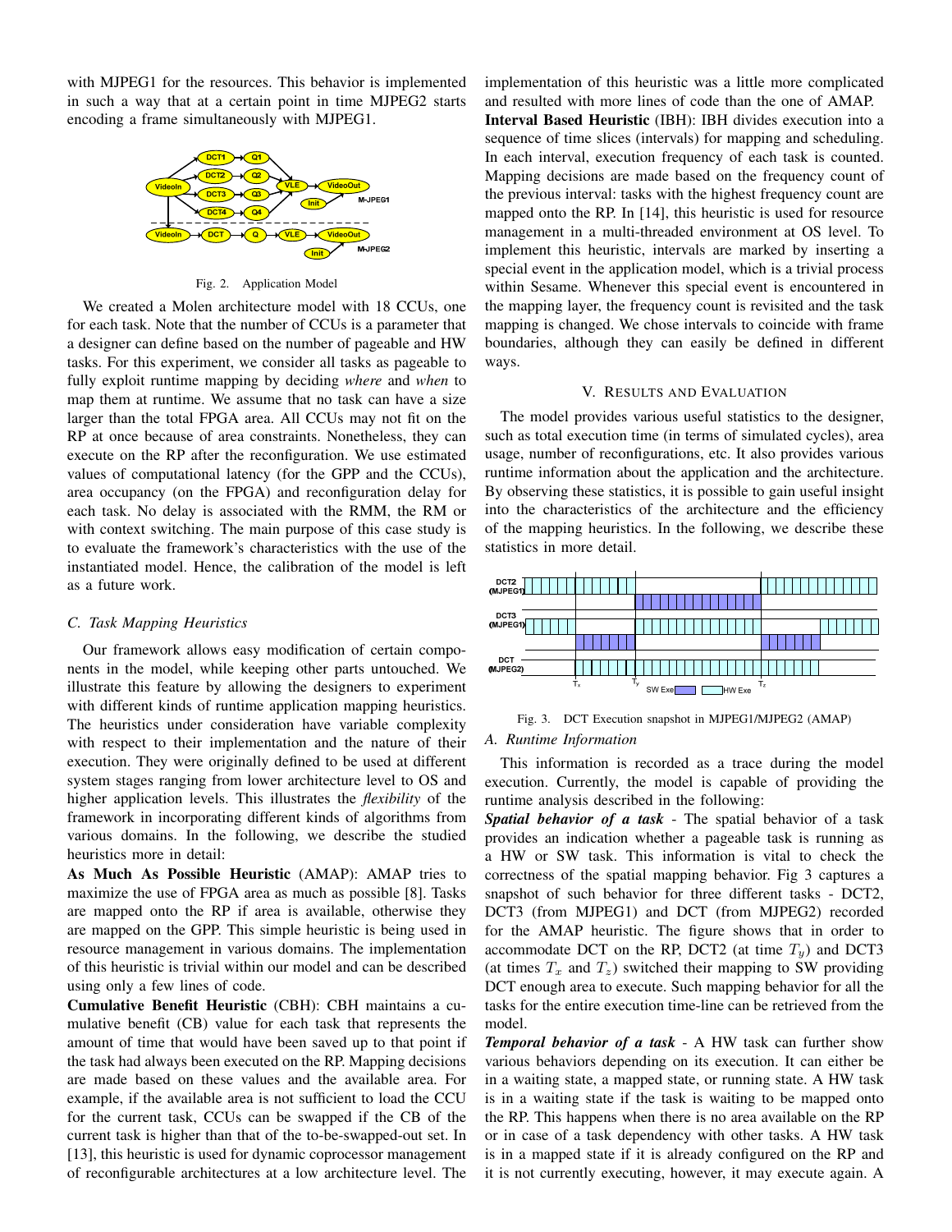with MJPEG1 for the resources. This behavior is implemented in such a way that at a certain point in time MJPEG2 starts encoding a frame simultaneously with MJPEG1.

Fig. 2. Application Model

We created a Molen architecture model with 18 CCUs, one for each task. Note that the number of CCUs is a parameter that a designer can define based on the number of pageable and HW tasks. For this experiment, we consider all tasks as pageable to fully exploit runtime mapping by deciding *where* and *when* to map them at runtime. We assume that no task can have a size larger than the total FPGA area. All CCUs may not fit on the RP at once because of area constraints. Nonetheless, they can execute on the RP after the reconfiguration. We use estimated values of computational latency (for the GPP and the CCUs), area occupancy (on the FPGA) and reconfiguration delay for each task. No delay is associated with the RMM, the RM or with context switching. The main purpose of this case study is to evaluate the framework's characteristics with the use of the instantiated model. Hence, the calibration of the model is left as a future work.

### C. Task Mapping Heuristics

Our framework allows easy modification of certain components in the model, while keeping other parts untouched. We illustrate this feature by allowing the designers to experiment with different kinds of runtime application mapping heuristics. The heuristics under consideration have variable complexity with respect to their implementation and the nature of their execution. They were originally defined to be used at different system stages ranging from lower architecture level to OS and higher application levels. This illustrates the *flexibility* of the framework in incorporating different kinds of algorithms from various domains. In the following, we describe the studied heuristics more in detail:

**As Much As Possible Heuristic** (AMAP): AMAP tries to maximize the use of FPGA area as much as possible [8]. Tasks are mapped onto the RP if area is available, otherwise they are mapped on the GPP. This simple heuristic is being used in resource management in various domains. The implementation of this heuristic is trivial within our model and can be described using only a few lines of code.

**Cumulative Benefit Heuristic** (CBH): CBH maintains a cumulative benefit (CB) value for each task that represents the amount of time that would have been saved up to that point if the task had always been executed on the RP. Mapping decisions are made based on these values and the available area. For example, if the available area is not sufficient to load the CCU for the current task, CCUs can be swapped if the CB of the current task is higher than that of the to-be-swapped-out set. In [13], this heuristic is used for dynamic coprocessor management of reconfigurable architectures at a low architecture level. The implementation of this heuristic was a little more complicated and resulted with more lines of code than the one of AMAP.

**Interval Based Heuristic** (IBH): IBH divides execution into a sequence of time slices (intervals) for mapping and scheduling. In each interval, execution frequency of each task is counted. Mapping decisions are made based on the frequency count of the previous interval: tasks with the highest frequency count are mapped onto the RP. In [14], this heuristic is used for resource management in a multi-threaded environment at OS level. To implement this heuristic, intervals are marked by inserting a special event in the application model, which is a trivial process within Sesame. Whenever this special event is encountered in the mapping layer, the frequency count is revisited and the task mapping is changed. We chose intervals to coincide with frame boundaries, although they can easily be defined in different ways.

## V. Results and Evaluation

The model provides various useful statistics to the designer, such as total execution time (in terms of simulated cycles), area usage, number of reconfigurations, etc. It also provides various runtime information about the application and the architecture. By observing these statistics, it is possible to gain useful insight into the characteristics of the architecture and the efficiency of the mapping heuristics. In the following, we describe these statistics in more detail.

Fig. 3. DCT Execution snapshot in MJPEG1/MJPEG2 (AMAP)

### A. Runtime Information

This information is recorded as a trace during the model execution. Currently, the model is capable of providing the runtime analysis described in the following:

***Spatial behavior of a task*** - The spatial behavior of a task provides an indication whether a pageable task is running as a HW or SW task. This information is vital to check the correctness of the spatial mapping behavior. Fig 3 captures a snapshot of such behavior for three different tasks - DCT2, DCT3 (from MJPEG1) and DCT (from MJPEG2) recorded for the AMAP heuristic. The figure shows that in order to accommodate DCT on the RP, DCT2 (at time $T_y$) and DCT3 (at times $T_x$ and $T_z$) switched their mapping to SW providing DCT enough area to execute. Such mapping behavior for all the tasks for the entire execution time-line can be retrieved from the model.

***Temporal behavior of a task*** - A HW task can further show various behaviors depending on its execution. It can either be in a waiting state, a mapped state, or running state. A HW task is in a waiting state if the task is waiting to be mapped onto the RP. This happens when there is no area available on the RP or in case of a task dependency with other tasks. A HW task is in a mapped state if it is already configured on the RP and it is not currently executing, however, it may execute again. A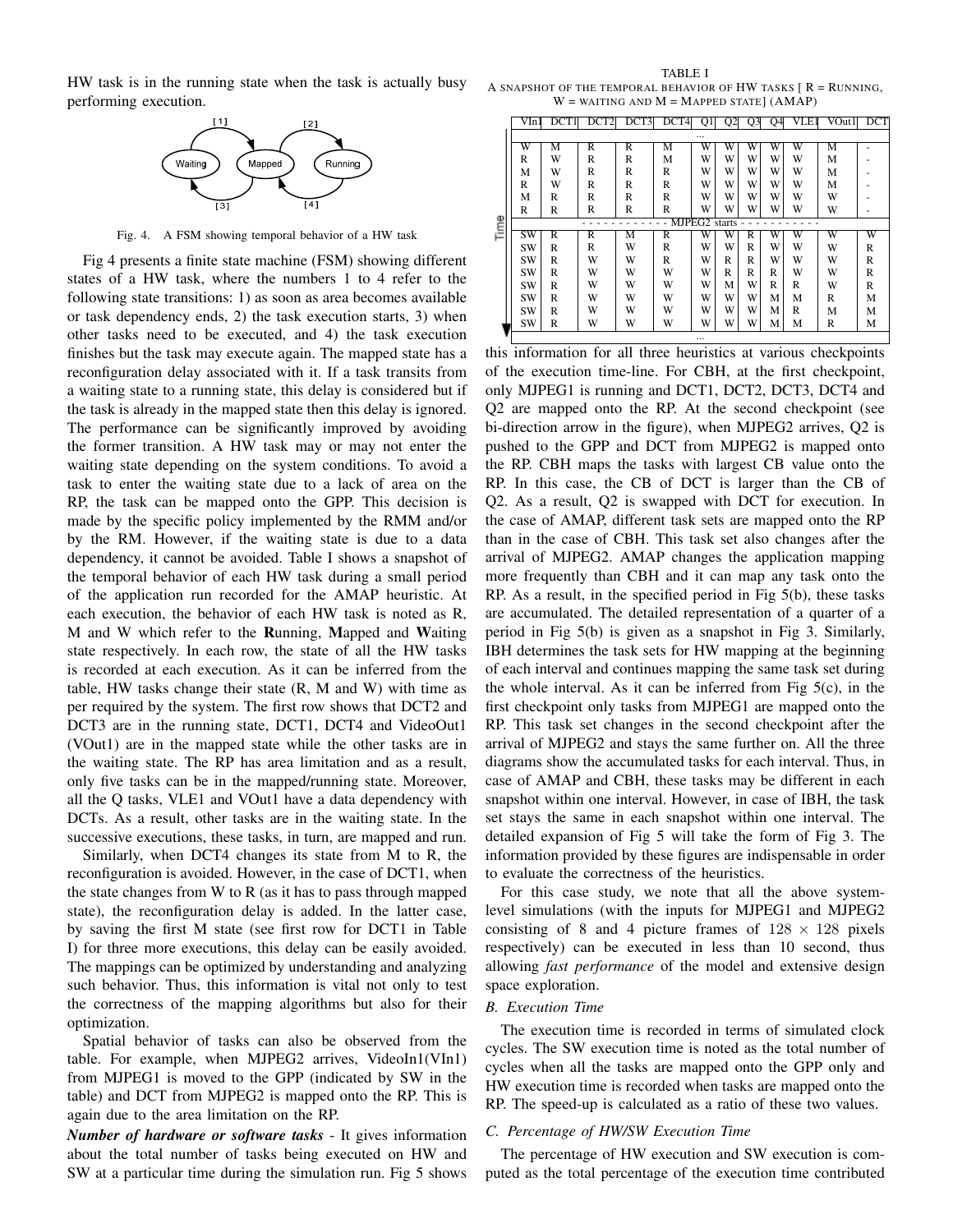HW task is in the running state when the task is actually busy performing execution.

Fig. 4. A FSM showing temporal behavior of a HW task

Fig 4 presents a finite state machine (FSM) showing different states of a HW task, where the numbers 1 to 4 refer to the following state transitions: 1) as soon as area becomes available or task dependency ends, 2) the task execution starts, 3) when other tasks need to be executed, and 4) the task execution finishes but the task may execute again. The mapped state has a reconfiguration delay associated with it. If a task transits from a waiting state to a running state, this delay is considered but if the task is already in the mapped state then this delay is ignored. The performance can be significantly improved by avoiding the former transition. A HW task may or may not enter the waiting state depending on the system conditions. To avoid a task to enter the waiting state due to a lack of area on the RP, the task can be mapped onto the GPP. This decision is made by the specific policy implemented by the RMM and/or by the RM. However, if the waiting state is due to a data dependency, it cannot be avoided. Table I shows a snapshot of the temporal behavior of each HW task during a small period of the application run recorded for the AMAP heuristic. At each execution, the behavior of each HW task is noted as R, M and W which refer to the **R**unning, **M**apped and **W**aiting state respectively. In each row, the state of all the HW tasks is recorded at each execution. As it can be inferred from the table, HW tasks change their state (R, M and W) with time as per required by the system. The first row shows that DCT2 and DCT3 are in the running state, DCT1, DCT4 and VideoOut1 (VOut1) are in the mapped state while the other tasks are in the waiting state. The RP has area limitation and as a result, only five tasks can be in the mapped/running state. Moreover, all the Q tasks, VLE1 and VOut1 have a data dependency with DCTs. As a result, other tasks are in the waiting state. In the successive executions, these tasks, in turn, are mapped and run.

Similarly, when DCT4 changes its state from M to R, the reconfiguration is avoided. However, in the case of DCT1, when the state changes from W to R (as it has to pass through mapped state), the reconfiguration delay is added. In the latter case, by saving the first M state (see first row for DCT1 in Table I) for three more executions, this delay can be easily avoided. The mappings can be optimized by understanding and analyzing such behavior. Thus, this information is vital not only to test the correctness of the mapping algorithms but also for their optimization.

Spatial behavior of tasks can also be observed from the table. For example, when MJPEG2 arrives, VideoIn1(VIn1) from MJPEG1 is moved to the GPP (indicated by SW in the table) and DCT from MJPEG2 is mapped onto the RP. This is again due to the area limitation on the RP.

***Number of hardware or software tasks*** - It gives information about the total number of tasks being executed on HW and SW at a particular time during the simulation run. Fig 5 shows this information for all three heuristics at various checkpoints of the execution time-line. For CBH, at the first checkpoint, only MJPEG1 is running and DCT1, DCT2, DCT3, DCT4 and Q2 are mapped onto the RP. At the second checkpoint (see bi-direction arrow in the figure), when MJPEG2 arrives, Q2 is pushed to the GPP and DCT from MJPEG2 is mapped onto the RP. CBH maps the tasks with largest CB value onto the RP. In this case, the CB of DCT is larger than the CB of Q2. As a result, Q2 is swapped with DCT for execution. In the case of AMAP, different task sets are mapped onto the RP than in the case of CBH. This task set also changes after the arrival of MJPEG2. AMAP changes the application mapping more frequently than CBH and it can map any task onto the RP. As a result, in the specified period in Fig 5(b), these tasks are accumulated. The detailed representation of a quarter of a period in Fig 5(b) is given as a snapshot in Fig 3. Similarly, IBH determines the task sets for HW mapping at the beginning of each interval and continues mapping the same task set during the whole interval. As it can be inferred from Fig 5(c), in the first checkpoint only tasks from MJPEG1 are mapped onto the RP. This task set changes in the second checkpoint after the arrival of MJPEG2 and stays the same further on. All the three diagrams show the accumulated tasks for each interval. Thus, in case of AMAP and CBH, these tasks may be different in each snapshot within one interval. However, in case of IBH, the task set stays the same in each snapshot within one interval. The detailed expansion of Fig 5 will take the form of Fig 3. The information provided by these figures are indispensable in order to evaluate the correctness of the heuristics.

For this case study, we note that all the above system-level simulations (with the inputs for MJPEG1 and MJPEG2 consisting of 8 and 4 picture frames of $128 \times 128$ pixels respectively) can be executed in less than 10 second, thus allowing *fast performance* of the model and extensive design space exploration.

TABLE I
A SNAPSHOT OF THE TEMPORAL BEHAVIOR OF HW TASKS [ R = RUNNING, W = WAITING AND M = MAPPED STATE] (AMAP)

| VIn1 | DCT1 | DCT2 | DCT3 | DCT4 | Q1 | Q2 | Q3 | Q4 | VLE1 | VOut1 | DCT |
|---|---|---|---|---|---|---|---|---|---|---|---|
| ... | | | | | | | | | | | |
| W | M | R | R | M | W | W | W | W | W | M | - |
| R | W | R | R | M | W | W | W | W | W | M | - |
| M | W | R | R | R | W | W | W | W | W | M | - |
| R | W | R | R | R | W | W | W | W | W | M | - |
| M | R | R | R | R | W | W | W | W | W | W | - |
| R | R | R | R | R | W | W | W | W | W | W | - |
| MJPEG2 starts | | | | | | | | | | | |
| SW | R | R | M | R | W | W | R | W | W | W | W |
| SW | R | R | W | R | W | W | R | W | W | W | R |
| SW | R | W | W | R | W | R | R | W | W | W | R |
| SW | R | W | W | W | W | R | R | R | W | W | R |
| SW | R | W | W | W | W | M | W | R | R | W | R |
| SW | R | W | W | W | W | W | W | M | M | R | M |
| SW | R | W | W | W | W | W | W | M | R | M | M |
| SW | R | W | W | W | W | W | W | M | M | R | M |
| ... | | | | | | | | | | | |

### B. Execution Time

The execution time is recorded in terms of simulated clock cycles. The SW execution time is noted as the total number of cycles when all the tasks are mapped onto the GPP only and HW execution time is recorded when tasks are mapped onto the RP. The speed-up is calculated as a ratio of these two values.

### C. Percentage of HW/SW Execution Time

The percentage of HW execution and SW execution is computed as the total percentage of the execution time contributed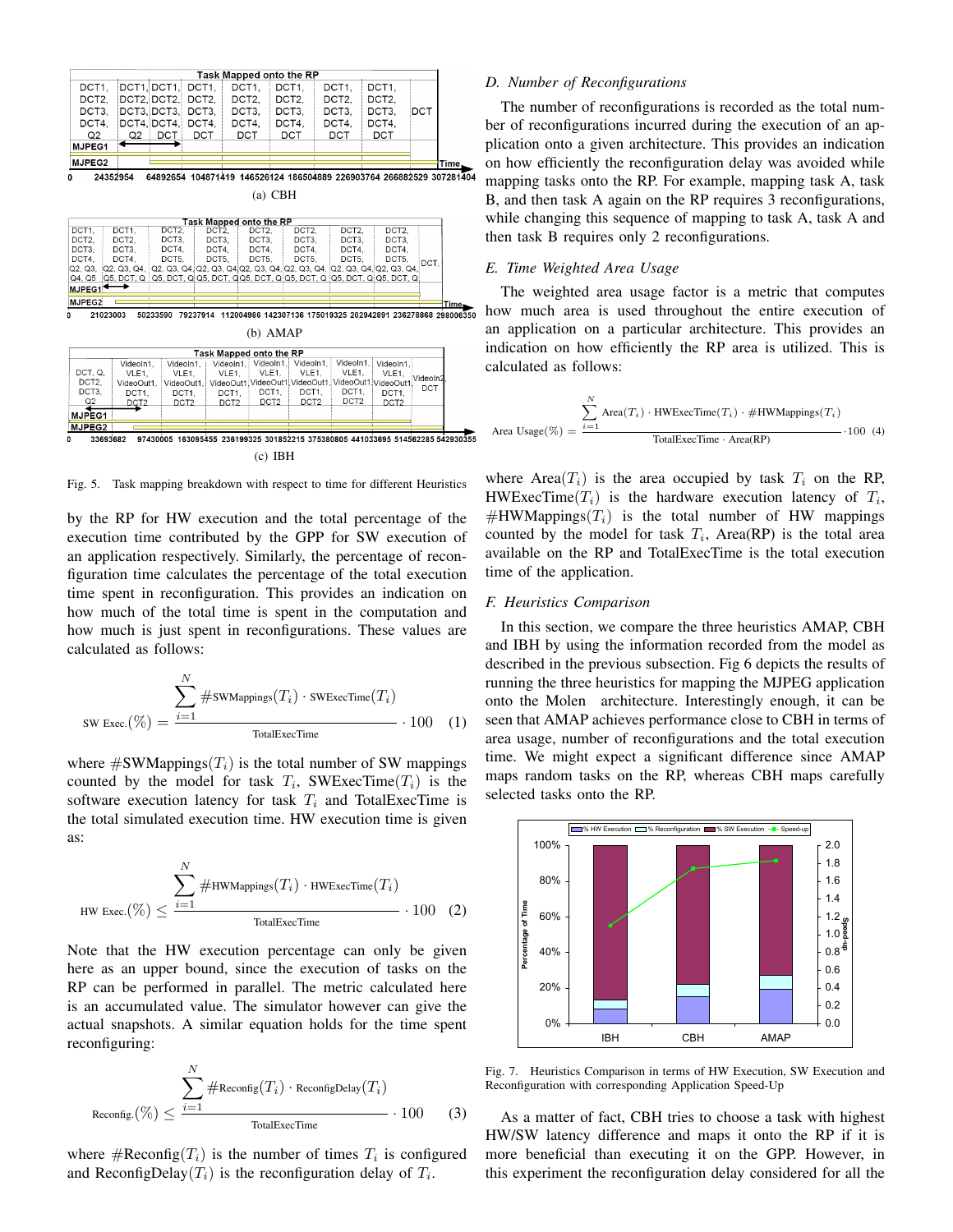Fig. 5. Task mapping breakdown with respect to time for different Heuristics

by the RP for HW execution and the total percentage of the execution time contributed by the GPP for SW execution of an application respectively. Similarly, the percentage of reconfiguration time calculates the percentage of the total execution time spent in reconfiguration. This provides an indication on how much of the total time is spent in the computation and how much is just spent in reconfigurations. These values are calculated as follows:

$$\text{SW Exec.}(\%) = \frac{\sum_{i=1}^{N} \#\text{SWMappings}(T_i) \cdot \text{SWExecTime}(T_i)}{\text{TotalExecTime}} \cdot 100 \quad (1)$$

where $\#\text{SWMappings}(T_i)$ is the total number of SW mappings counted by the model for task $T_i$, $\text{SWExecTime}(T_i)$ is the software execution latency for task $T_i$ and TotalExecTime is the total simulated execution time. HW execution time is given as:

$$\text{HW Exec.}(\%) \leq \frac{\sum_{i=1}^{N} \#\text{HWMappings}(T_i) \cdot \text{HWExecTime}(T_i)}{\text{TotalExecTime}} \cdot 100 \quad (2)$$

Note that the HW execution percentage can only be given here as an upper bound, since the execution of tasks on the RP can be performed in parallel. The metric calculated here is an accumulated value. The simulator however can give the actual snapshots. A similar equation holds for the time spent reconfiguring:

$$\text{Reconfig.}(\%) \leq \frac{\sum_{i=1}^{N} \#\text{Reconfig}(T_i) \cdot \text{ReconfigDelay}(T_i)}{\text{TotalExecTime}} \cdot 100 \quad (3)$$

where $\#\text{Reconfig}(T_i)$ is the number of times $T_i$ is configured and $\text{ReconfigDelay}(T_i)$ is the reconfiguration delay of $T_i$.

### D. Number of Reconfigurations

The number of reconfigurations is recorded as the total number of reconfigurations incurred during the execution of an application onto a given architecture. This provides an indication on how efficiently the reconfiguration delay was avoided while mapping tasks onto the RP. For example, mapping task A, task B, and then task A again on the RP requires 3 reconfigurations, while changing this sequence of mapping to task A, task A and then task B requires only 2 reconfigurations.

### E. Time Weighted Area Usage

The weighted area usage factor is a metric that computes how much area is used throughout the entire execution of an application on a particular architecture. This provides an indication on how efficiently the RP area is utilized. This is calculated as follows:

$$\text{Area Usage}(\%) = \frac{\sum_{i=1}^{N} \text{Area}(T_i) \cdot \text{HWExecTime}(T_i) \cdot \#\text{HWMappings}(T_i)}{\text{TotalExecTime} \cdot \text{Area(RP)}} \cdot 100 \quad (4)$$

where $\text{Area}(T_i)$ is the area occupied by task $T_i$ on the RP, $\text{HWExecTime}(T_i)$ is the hardware execution latency of $T_i$, $\#\text{HWMappings}(T_i)$ is the total number of HW mappings counted by the model for task $T_i$, Area(RP) is the total area available on the RP and TotalExecTime is the total execution time of the application.

### F. Heuristics Comparison

In this section, we compare the three heuristics AMAP, CBH and IBH by using the information recorded from the model as described in the previous subsection. Fig 6 depicts the results of running the three heuristics for mapping the MJPEG application onto the Molen architecture. Interestingly enough, it can be seen that AMAP achieves performance close to CBH in terms of area usage, number of reconfigurations and the total execution time. We might expect a significant difference since AMAP maps random tasks on the RP, whereas CBH maps carefully selected tasks onto the RP.

Fig. 7. Heuristics Comparison in terms of HW Execution, SW Execution and Reconfiguration with corresponding Application Speed-Up

As a matter of fact, CBH tries to choose a task with highest HW/SW latency difference and maps it onto the RP if it is more beneficial than executing it on the GPP. However, in this experiment the reconfiguration delay considered for all the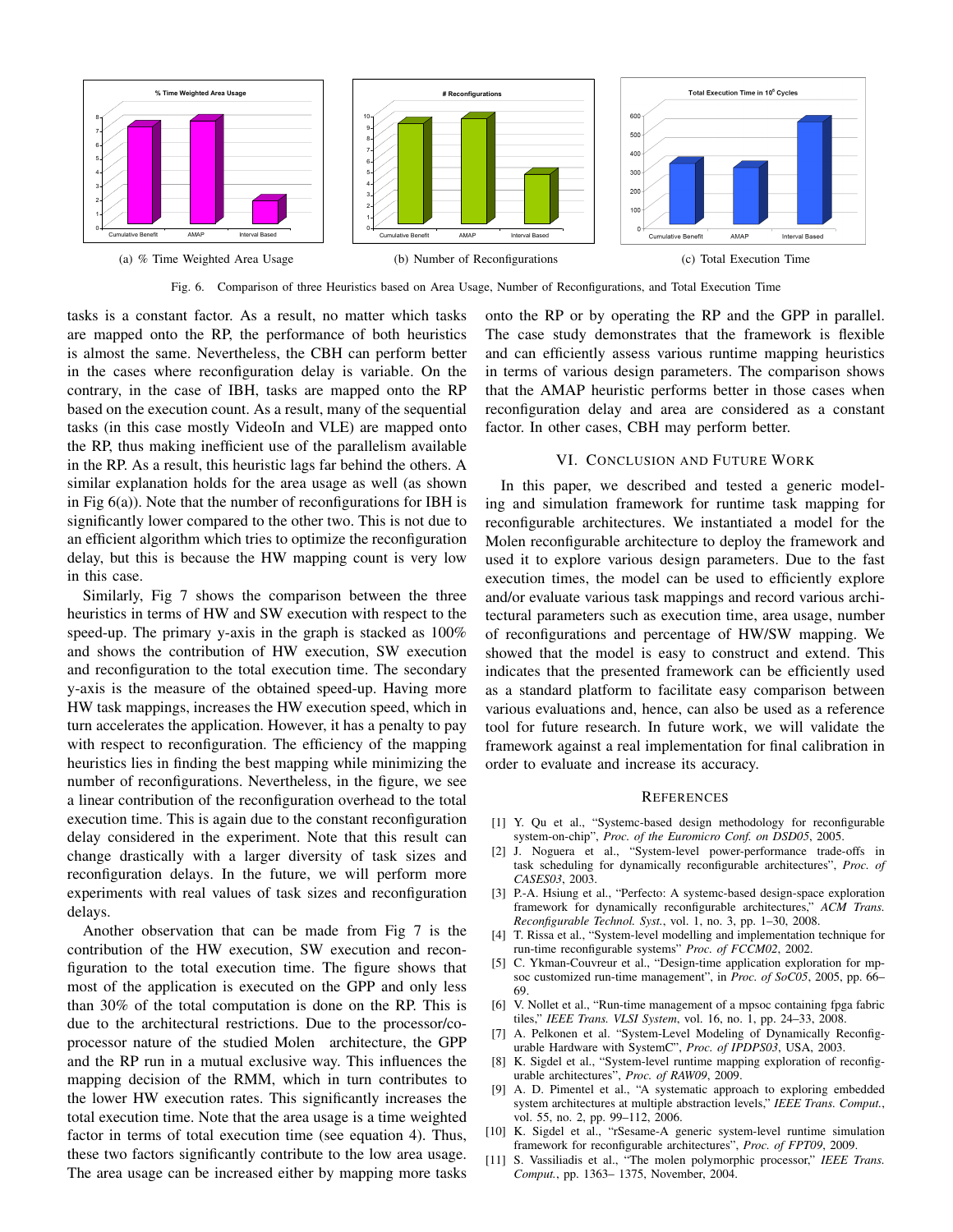(a) % Time Weighted Area Usage

(b) Number of Reconfigurations

(c) Total Execution Time

Fig. 6. Comparison of three Heuristics based on Area Usage, Number of Reconfigurations, and Total Execution Time

tasks is a constant factor. As a result, no matter which tasks are mapped onto the RP, the performance of both heuristics is almost the same. Nevertheless, the CBH can perform better in the cases where reconfiguration delay is variable. On the contrary, in the case of IBH, tasks are mapped onto the RP based on the execution count. As a result, many of the sequential tasks (in this case mostly VideoIn and VLE) are mapped onto the RP, thus making inefficient use of the parallelism available in the RP. As a result, this heuristic lags far behind the others. A similar explanation holds for the area usage as well (as shown in Fig 6(a)). Note that the number of reconfigurations for IBH is significantly lower compared to the other two. This is not due to an efficient algorithm which tries to optimize the reconfiguration delay, but this is because the HW mapping count is very low in this case.

Similarly, Fig 7 shows the comparison between the three heuristics in terms of HW and SW execution with respect to the speed-up. The primary y-axis in the graph is stacked as 100% and shows the contribution of HW execution, SW execution and reconfiguration to the total execution time. The secondary y-axis is the measure of the obtained speed-up. Having more HW task mappings, increases the HW execution speed, which in turn accelerates the application. However, it has a penalty to pay with respect to reconfiguration. The efficiency of the mapping heuristics lies in finding the best mapping while minimizing the number of reconfigurations. Nevertheless, in the figure, we see a linear contribution of the reconfiguration overhead to the total execution time. This is again due to the constant reconfiguration delay considered in the experiment. Note that this result can change drastically with a larger diversity of task sizes and reconfiguration delays. In the future, we will perform more experiments with real values of task sizes and reconfiguration delays.

Another observation that can be made from Fig 7 is the contribution of the HW execution, SW execution and reconfiguration to the total execution time. The figure shows that most of the application is executed on the GPP and only less than 30% of the total computation is done on the RP. This is due to the architectural restrictions. Due to the processor/co-processor nature of the studied Molen architecture, the GPP and the RP run in a mutual exclusive way. This influences the mapping decision of the RMM, which in turn contributes to the lower HW execution rates. This significantly increases the total execution time. Note that the area usage is a time weighted factor in terms of total execution time (see equation 4). Thus, these two factors significantly contribute to the low area usage. The area usage can be increased either by mapping more tasks onto the RP or by operating the RP and the GPP in parallel. The case study demonstrates that the framework is flexible and can efficiently assess various runtime mapping heuristics in terms of various design parameters. The comparison shows that the AMAP heuristic performs better in those cases when reconfiguration delay and area are considered as a constant factor. In other cases, CBH may perform better.

## VI. Conclusion and Future Work

In this paper, we described and tested a generic modeling and simulation framework for runtime task mapping for reconfigurable architectures. We instantiated a model for the Molen reconfigurable architecture to deploy the framework and used it to explore various design parameters. Due to the fast execution times, the model can be used to efficiently explore and/or evaluate various task mappings and record various architectural parameters such as execution time, area usage, number of reconfigurations and percentage of HW/SW mapping. We showed that the model is easy to construct and extend. This indicates that the presented framework can be efficiently used as a standard platform to facilitate easy comparison between various evaluations and, hence, can also be used as a reference tool for future research. In future work, we will validate the framework against a real implementation for final calibration in order to evaluate and increase its accuracy.

## References

[1] Y. Qu et al., "Systemc-based design methodology for reconfigurable system-on-chip", *Proc. of the Euromicro Conf. on DSD05*, 2005.

[2] J. Noguera et al., "System-level power-performance trade-offs in task scheduling for dynamically reconfigurable architectures", *Proc. of CASES03*, 2003.

[3] P.-A. Hsiung et al., "Perfecto: A systemc-based design-space exploration framework for dynamically reconfigurable architectures," *ACM Trans. Reconfigurable Technol. Syst.*, vol. 1, no. 3, pp. 1–30, 2008.

[4] T. Rissa et al., "System-level modelling and implementation technique for run-time reconfigurable systems" *Proc. of FCCM02*, 2002.

[5] C. Ykman-Couvreur et al., "Design-time application exploration for mp-soc customized run-time management", in *Proc. of SoC05*, 2005, pp. 66–69.

[6] V. Nollet et al., "Run-time management of a mpsoc containing fpga fabric tiles," *IEEE Trans. VLSI System*, vol. 16, no. 1, pp. 24–33, 2008.

[7] A. Pelkonen et al. "System-Level Modeling of Dynamically Reconfigurable Hardware with SystemC", *Proc. of IPDPS03*, USA, 2003.

[8] K. Sigdel et al., "System-level runtime mapping exploration of reconfigurable architectures", *Proc. of RAW09*, 2009.

[9] A. D. Pimentel et al., "A systematic approach to exploring embedded system architectures at multiple abstraction levels," *IEEE Trans. Comput.*, vol. 55, no. 2, pp. 99–112, 2006.

[10] K. Sigdel et al., "rSesame-A generic system-level runtime simulation framework for reconfigurable architectures", *Proc. of FPT09*, 2009.

[11] S. Vassiliadis et al., "The molen polymorphic processor," *IEEE Trans. Comput.*, pp. 1363– 1375, November, 2004.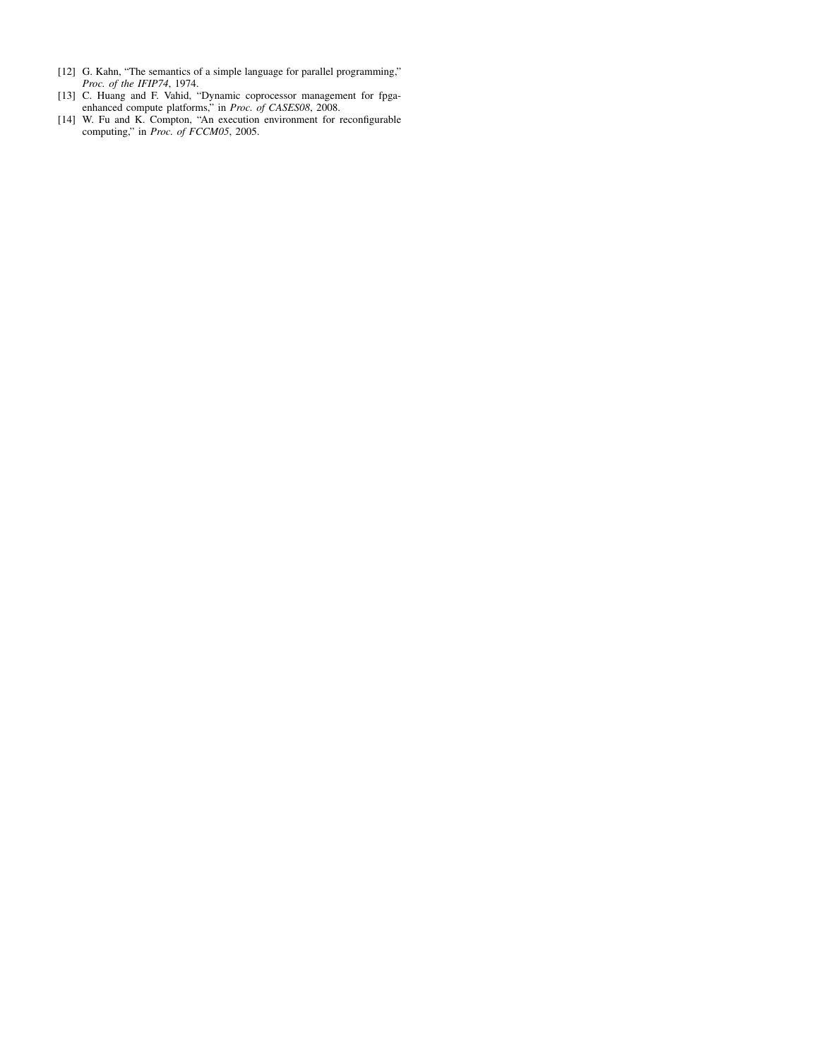[12] G. Kahn, "The semantics of a simple language for parallel programming," *Proc. of the IFIP74*, 1974.

[13] C. Huang and F. Vahid, "Dynamic coprocessor management for fpga-enhanced compute platforms," in *Proc. of CASES08*, 2008.

[14] W. Fu and K. Compton, "An execution environment for reconfigurable computing," in *Proc. of FCCM05*, 2005.